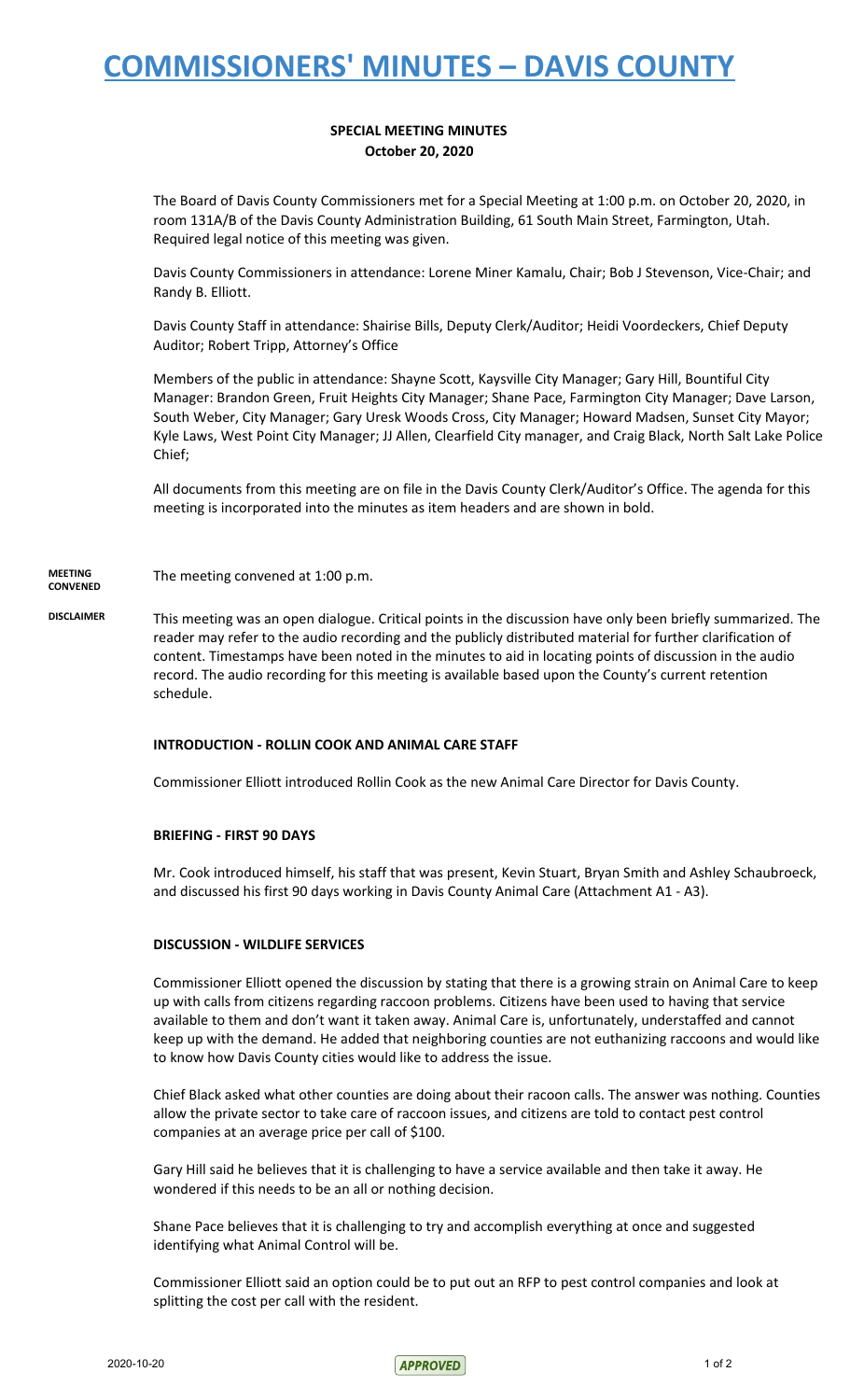# COMMISSIONERS' MINUTES – DAVIS COUNTY

**SPECIAL MEETING MINUTES**
**October 20, 2020**

The Board of Davis County Commissioners met for a Special Meeting at 1:00 p.m. on October 20, 2020, in room 131A/B of the Davis County Administration Building, 61 South Main Street, Farmington, Utah. Required legal notice of this meeting was given.

Davis County Commissioners in attendance: Lorene Miner Kamalu, Chair; Bob J Stevenson, Vice-Chair; and Randy B. Elliott.

Davis County Staff in attendance: Shairise Bills, Deputy Clerk/Auditor; Heidi Voordeckers, Chief Deputy Auditor; Robert Tripp, Attorney's Office

Members of the public in attendance: Shayne Scott, Kaysville City Manager; Gary Hill, Bountiful City Manager: Brandon Green, Fruit Heights City Manager; Shane Pace, Farmington City Manager; Dave Larson, South Weber, City Manager; Gary Uresk Woods Cross, City Manager; Howard Madsen, Sunset City Mayor; Kyle Laws, West Point City Manager; JJ Allen, Clearfield City manager, and Craig Black, North Salt Lake Police Chief;

All documents from this meeting are on file in the Davis County Clerk/Auditor's Office. The agenda for this meeting is incorporated into the minutes as item headers and are shown in bold.

**MEETING CONVENED**

The meeting convened at 1:00 p.m.

**DISCLAIMER**

This meeting was an open dialogue. Critical points in the discussion have only been briefly summarized. The reader may refer to the audio recording and the publicly distributed material for further clarification of content. Timestamps have been noted in the minutes to aid in locating points of discussion in the audio record. The audio recording for this meeting is available based upon the County's current retention schedule.

**INTRODUCTION - ROLLIN COOK AND ANIMAL CARE STAFF**

Commissioner Elliott introduced Rollin Cook as the new Animal Care Director for Davis County.

**BRIEFING - FIRST 90 DAYS**

Mr. Cook introduced himself, his staff that was present, Kevin Stuart, Bryan Smith and Ashley Schaubroeck, and discussed his first 90 days working in Davis County Animal Care (Attachment A1 - A3).

**DISCUSSION - WILDLIFE SERVICES**

Commissioner Elliott opened the discussion by stating that there is a growing strain on Animal Care to keep up with calls from citizens regarding raccoon problems. Citizens have been used to having that service available to them and don't want it taken away. Animal Care is, unfortunately, understaffed and cannot keep up with the demand. He added that neighboring counties are not euthanizing raccoons and would like to know how Davis County cities would like to address the issue.

Chief Black asked what other counties are doing about their racoon calls. The answer was nothing. Counties allow the private sector to take care of raccoon issues, and citizens are told to contact pest control companies at an average price per call of $100.

Gary Hill said he believes that it is challenging to have a service available and then take it away. He wondered if this needs to be an all or nothing decision.

Shane Pace believes that it is challenging to try and accomplish everything at once and suggested identifying what Animal Control will be.

Commissioner Elliott said an option could be to put out an RFP to pest control companies and look at splitting the cost per call with the resident.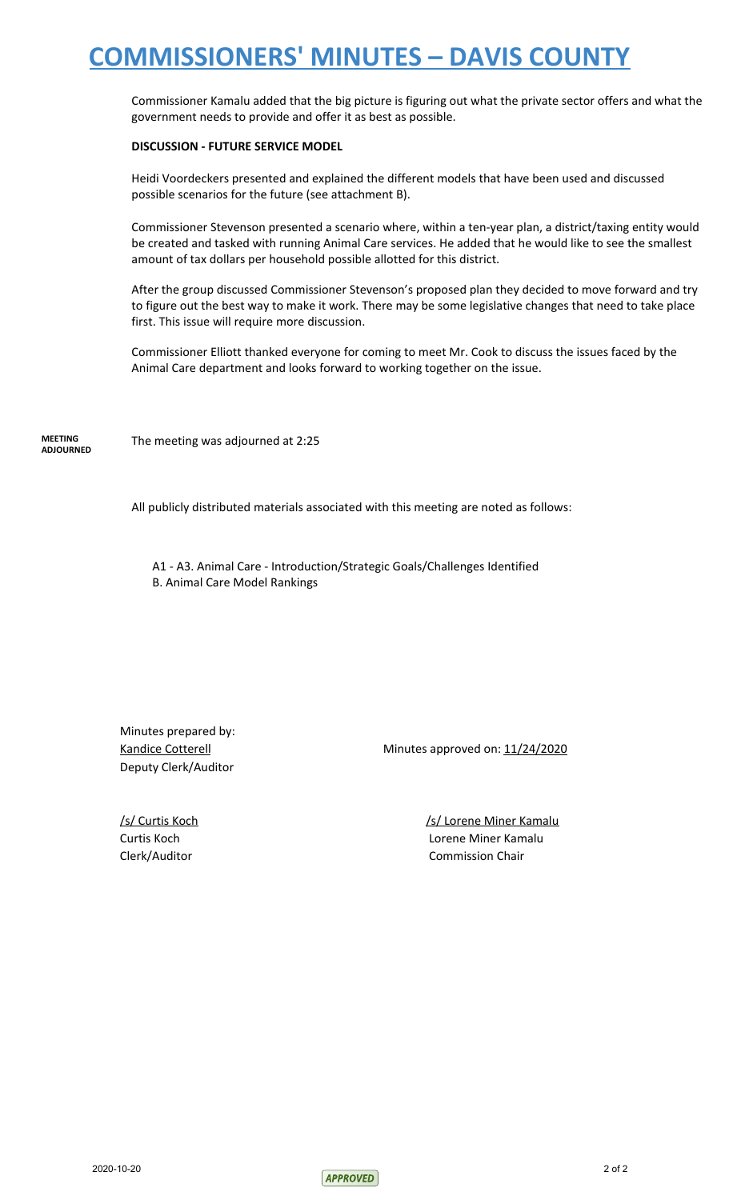Commissioner Kamalu added that the big picture is figuring out what the private sector offers and what the government needs to provide and offer it as best as possible.

**DISCUSSION - FUTURE SERVICE MODEL**

Heidi Voordeckers presented and explained the different models that have been used and discussed possible scenarios for the future (see attachment B).

Commissioner Stevenson presented a scenario where, within a ten-year plan, a district/taxing entity would be created and tasked with running Animal Care services. He added that he would like to see the smallest amount of tax dollars per household possible allotted for this district.

After the group discussed Commissioner Stevenson's proposed plan they decided to move forward and try to figure out the best way to make it work. There may be some legislative changes that need to take place first. This issue will require more discussion.

Commissioner Elliott thanked everyone for coming to meet Mr. Cook to discuss the issues faced by the Animal Care department and looks forward to working together on the issue.

**MEETING ADJOURNED**

The meeting was adjourned at 2:25

All publicly distributed materials associated with this meeting are noted as follows:

A1 - A3. Animal Care - Introduction/Strategic Goals/Challenges Identified
B. Animal Care Model Rankings

Minutes prepared by:
Kandice Cotterell
Deputy Clerk/Auditor

Minutes approved on: 11/24/2020

/s/ Curtis Koch
Curtis Koch
Clerk/Auditor

/s/ Lorene Miner Kamalu
Lorene Miner Kamalu
Commission Chair

APPROVED